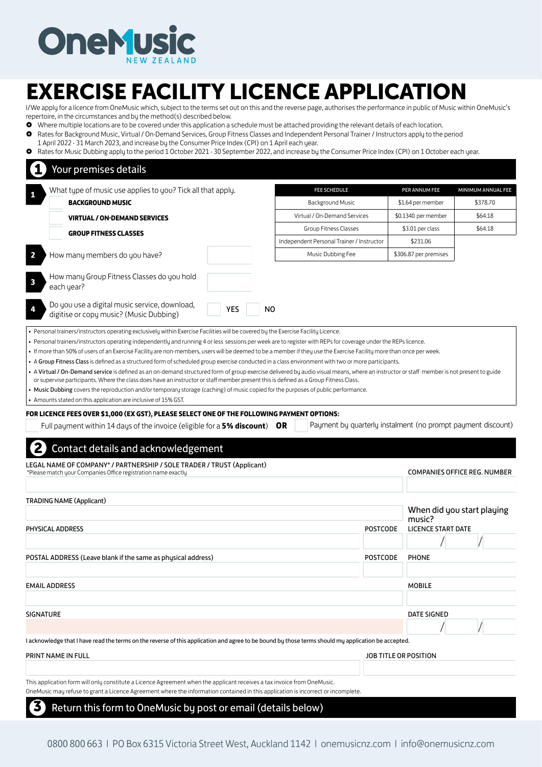OneMusic NEW ZEALAND

# EXERCISE FACILITY LICENCE APPLICATION

I/We apply for a licence from OneMusic which, subject to the terms set out on this and the reverse page, authorises the performance in public of Music within OneMusic's repertoire, in the circumstances and by the method(s) described below.

- Where multiple locations are to be covered under this application a schedule must be attached providing the relevant details of each location.
- Rates for Background Music, Virtual / On-Demand Services, Group Fitness Classes and Independent Personal Trainer / Instructors apply to the period 1 April 2022 - 31 March 2023, and increase by the Consumer Price Index (CPI) on 1 April each year.
- Rates for Music Dubbing apply to the period 1 October 2021 - 30 September 2022, and increase by the Consumer Price Index (CPI) on 1 October each year.

## 1 Your premises details

**1** What type of music use applies to you? Tick all that apply.

- ☐ **BACKGROUND MUSIC**
- ☐ **VIRTUAL / ON-DEMAND SERVICES**
- ☐ **GROUP FITNESS CLASSES**

| FEE SCHEDULE | PER ANNUM FEE | MINIMUM ANNUAL FEE |
|---|---|---|
| Background Music | $1.64 per member | $378.70 |
| Virtual / On-Demand Services | $0.1340 per member | $64.18 |
| Group Fitness Classes | $3.01 per class | $64.18 |
| Independent Personal Trainer / Instructor | $231.06 | |
| Music Dubbing Fee | $306.87 per premises | |

**2** How many members do you have? ______

**3** How many Group Fitness Classes do you hold each year? ______

**4** Do you use a digital music service, download, digitise or copy music? (Music Dubbing) ☐ YES ☐ NO

- Personal trainers/instructors operating exclusively within Exercise Facilities will be covered by the Exercise Facility Licence.
- Personal trainers/instructors operating independently and running 4 or less sessions per week are to register with REPs for coverage under the REPs licence.
- If more than 50% of users of an Exercise Facility are non-members, users will be deemed to be a member if they use the Exercise Facility more than once per week.
- A **Group Fitness Class** is defined as a structured form of scheduled group exercise conducted in a class environment with two or more participants.
- A **Virtual / On-Demand service** is defined as an on-demand structured form of group exercise delivered by audio visual means, where an instructor or staff member is not present to guide or supervise participants. Where the class does have an instructor or staff member present this is defined as a Group Fitness Class.
- **Music Dubbing** covers the reproduction and/or temporary storage (caching) of music copied for the purposes of public performance.
- Amounts stated on this application are inclusive of 15% GST.

**FOR LICENCE FEES OVER $1,000 (EX GST), PLEASE SELECT ONE OF THE FOLLOWING PAYMENT OPTIONS:**

☐ Full payment within 14 days of the invoice (eligible for a **5% discount**) **OR** ☐ Payment by quarterly instalment (no prompt payment discount)

## 2 Contact details and acknowledgement

LEGAL NAME OF COMPANY* / PARTNERSHIP / SOLE TRADER / TRUST (Applicant)
*Please match your Companies Office registration name exactly

COMPANIES OFFICE REG. NUMBER

TRADING NAME (Applicant)

When did you start playing music?

PHYSICAL ADDRESS | POSTCODE | LICENCE START DATE ___/___/___

POSTAL ADDRESS (Leave blank if the same as physical address) | POSTCODE | PHONE

EMAIL ADDRESS | MOBILE

SIGNATURE | DATE SIGNED ___/___/___

I acknowledge that I have read the terms on the reverse of this application and agree to be bound by those terms should my application be accepted.

PRINT NAME IN FULL | JOB TITLE OR POSITION

This application form will only constitute a Licence Agreement when the applicant receives a tax invoice from OneMusic.
OneMusic may refuse to grant a Licence Agreement where the information contained in this application is incorrect or incomplete.

## 3 Return this form to OneMusic by post or email (details below)

0800 800 663 | PO Box 6315 Victoria Street West, Auckland 1142 | onemusicnz.com | info@onemusicnz.com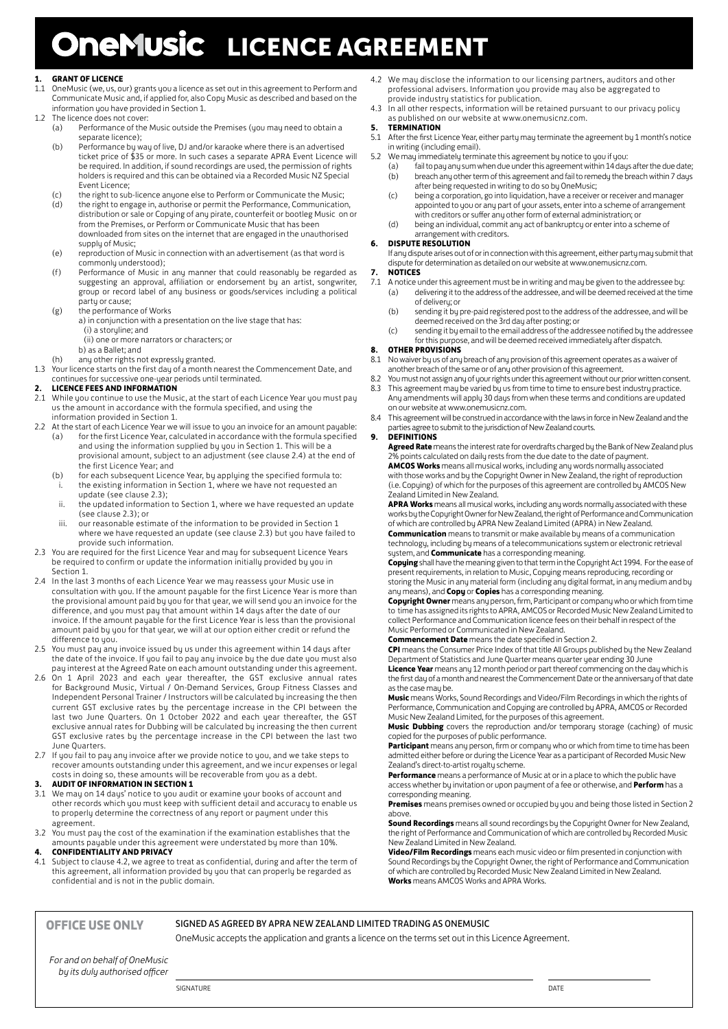# OneMusic LICENCE AGREEMENT

## 1. GRANT OF LICENCE

1.1 OneMusic (we, us, our) grants you a licence as set out in this agreement to Perform and Communicate Music and, if applied for, also Copy Music as described and based on the information you have provided in Section 1.

1.2 The licence does not cover:

(a) Performance of the Music outside the Premises (you may need to obtain a separate licence);

(b) Performance by way of live, DJ and/or karaoke where there is an advertised ticket price of $35 or more. In such cases a separate APRA Event Licence will be required. In addition, if sound recordings are used, the permission of rights holders is required and this can be obtained via a Recorded Music NZ Special Event Licence;

(c) the right to sub-licence anyone else to Perform or Communicate the Music;

(d) the right to engage in, authorise or permit the Performance, Communication, distribution or sale or Copying of any pirate, counterfeit or bootleg Music on or from the Premises, or Perform or Communicate Music that has been downloaded from sites on the internet that are engaged in the unauthorised supply of Music;

(e) reproduction of Music in connection with an advertisement (as that word is commonly understood);

(f) Performance of Music in any manner that could reasonably be regarded as suggesting an approval, affiliation or endorsement by an artist, songwriter, group or record label of any business or goods/services including a political party or cause;

(g) the performance of Works
a) in conjunction with a presentation on the live stage that has:
(i) a storyline; and
(ii) one or more narrators or characters; or
b) as a Ballet; and

(h) any other rights not expressly granted.

1.3 Your licence starts on the first day of a month nearest the Commencement Date, and continues for successive one-year periods until terminated.

## 2. LICENCE FEES AND INFORMATION

2.1 While you continue to use the Music, at the start of each Licence Year you must pay us the amount in accordance with the formula specified, and using the information provided in Section 1.

2.2 At the start of each Licence Year we will issue to you an invoice for an amount payable:

(a) for the first Licence Year, calculated in accordance with the formula specified and using the information supplied by you in Section 1. This will be a provisional amount, subject to an adjustment (see clause 2.4) at the end of the first Licence Year; and

(b) for each subsequent Licence Year, by applying the specified formula to:
i. the existing information in Section 1, where we have not requested an update (see clause 2.3);
ii. the updated information to Section 1, where we have requested an update (see clause 2.3); or
iii. our reasonable estimate of the information to be provided in Section 1 where we have requested an update (see clause 2.3) but you have failed to provide such information.

2.3 You are required for the first Licence Year and may for subsequent Licence Years be required to confirm or update the information initially provided by you in Section 1.

2.4 In the last 3 months of each Licence Year we may reassess your Music use in consultation with you. If the amount payable for the first Licence Year is more than the provisional amount paid by you for that year, we will send you an invoice for the difference, and you must pay that amount within 14 days after the date of our invoice. If the amount payable for the first Licence Year is less than the provisional amount paid by you for that year, we will at our option either credit or refund the difference to you.

2.5 You must pay any invoice issued by us under this agreement within 14 days after the date of the invoice. If you fail to pay any invoice by the due date you must also pay interest at the Agreed Rate on each amount outstanding under this agreement.

2.6 On 1 April 2023 and each year thereafter, the GST exclusive annual rates for Background Music, Virtual / On-Demand Services, Group Fitness Classes and Independent Personal Trainer / Instructors will be calculated by increasing the then current GST exclusive rates by the percentage increase in the CPI between the last two June Quarters. On 1 October 2022 and each year thereafter, the GST exclusive annual rates for Dubbing will be calculated by increasing the then current GST exclusive rates by the percentage increase in the CPI between the last two June Quarters.

2.7 If you fail to pay any invoice after we provide notice to you, and we take steps to recover amounts outstanding under this agreement, and we incur expenses or legal costs in doing so, these amounts will be recoverable from you as a debt.

## 3. AUDIT OF INFORMATION IN SECTION 1

3.1 We may on 14 days' notice to you audit or examine your books of account and other records which you must keep with sufficient detail and accuracy to enable us to properly determine the correctness of any report or payment under this agreement.

3.2 You must pay the cost of the examination if the examination establishes that the amounts payable under this agreement were understated by more than 10%.

## 4. CONFIDENTIALITY AND PRIVACY

4.1 Subject to clause 4.2, we agree to treat as confidential, during and after the term of this agreement, all information provided by you that can properly be regarded as confidential and is not in the public domain.

4.2 We may disclose the information to our licensing partners, auditors and other professional advisers. Information you provide may also be aggregated to provide industry statistics for publication.

4.3 In all other respects, information will be retained pursuant to our privacy policy as published on our website at www.onemusicnz.com.

## 5. TERMINATION

5.1 After the first Licence Year, either party may terminate the agreement by 1 month's notice in writing (including email).

5.2 We may immediately terminate this agreement by notice to you if you:

(a) fail to pay any sum when due under this agreement within 14 days after the due date;

(b) breach any other term of this agreement and fail to remedy the breach within 7 days after being requested in writing to do so by OneMusic;

(c) being a corporation, go into liquidation, have a receiver or receiver and manager appointed to you or any part of your assets, enter into a scheme of arrangement with creditors or suffer any other form of external administration; or

(d) being an individual, commit any act of bankruptcy or enter into a scheme of arrangement with creditors.

## 6. DISPUTE RESOLUTION

If any dispute arises out of or in connection with this agreement, either party may submit that dispute for determination as detailed on our website at www.onemusicnz.com.

## 7. NOTICES

7.1 A notice under this agreement must be in writing and may be given to the addressee by:

(a) delivering it to the address of the addressee, and will be deemed received at the time of delivery; or

(b) sending it by pre-paid registered post to the address of the addressee, and will be deemed received on the 3rd day after posting; or

(c) sending it by email to the email address of the addressee notified by the addressee for this purpose, and will be deemed received immediately after dispatch.

## 8. OTHER PROVISIONS

8.1 No waiver by us of any breach of any provision of this agreement operates as a waiver of another breach of the same or of any other provision of this agreement.

8.2 You must not assign any of your rights under this agreement without our prior written consent.

8.3 This agreement may be varied by us from time to time to ensure best industry practice. Any amendments will apply 30 days from when these terms and conditions are updated on our website at www.onemusicnz.com.

8.4 This agreement will be construed in accordance with the laws in force in New Zealand and the parties agree to submit to the jurisdiction of New Zealand courts.

## 9. DEFINITIONS

**Agreed Rate** means the interest rate for overdrafts charged by the Bank of New Zealand plus 2% points calculated on daily rests from the due date to the date of payment.

**AMCOS Works** means all musical works, including any words normally associated with those works and by the Copyright Owner in New Zealand, the right of reproduction (i.e. Copying) of which for the purposes of this agreement are controlled by AMCOS New Zealand Limited in New Zealand.

**APRA Works** means all musical works, including any words normally associated with these works by the Copyright Owner for New Zealand, the right of Performance and Communication of which are controlled by APRA New Zealand Limited (APRA) in New Zealand.

**Communication** means to transmit or make available by means of a communication technology, including by means of a telecommunications system or electronic retrieval system, and **Communicate** has a corresponding meaning.

**Copying** shall have the meaning given to that term in the Copyright Act 1994. For the ease of present requirements, in relation to Music, Copying means reproducing, recording or storing the Music in any material form (including any digital format, in any medium and by any means), and **Copy** or **Copies** has a corresponding meaning.

**Copyright Owner** means any person, firm, Participant or company who or which from time to time has assigned its rights to APRA, AMCOS or Recorded Music New Zealand Limited to collect Performance and Communication licence fees on their behalf in respect of the Music Performed or Communicated in New Zealand.

**Commencement Date** means the date specified in Section 2.

**CPI** means the Consumer Price Index of that title All Groups published by the New Zealand Department of Statistics and June Quarter means quarter year ending 30 June

**Licence Year** means any 12 month period or part thereof commencing on the day which is the first day of a month and nearest the Commencement Date or the anniversary of that date as the case may be.

**Music** means Works, Sound Recordings and Video/Film Recordings in which the rights of Performance, Communication and Copying are controlled by APRA, AMCOS or Recorded Music New Zealand Limited, for the purposes of this agreement.

**Music Dubbing** covers the reproduction and/or temporary storage (caching) of music copied for the purposes of public performance.

**Participant** means any person, firm or company who or which from time to time has been admitted either before or during the Licence Year as a participant of Recorded Music New Zealand's direct-to-artist royalty scheme.

**Performance** means a performance of Music at or in a place to which the public have access whether by invitation or upon payment of a fee or otherwise, and **Perform** has a corresponding meaning.

**Premises** means premises owned or occupied by you and being those listed in Section 2 above.

**Sound Recordings** means all sound recordings by the Copyright Owner for New Zealand, the right of Performance and Communication of which are controlled by Recorded Music New Zealand Limited in New Zealand.

**Video/Film Recordings** means each music video or film presented in conjunction with Sound Recordings by the Copyright Owner, the right of Performance and Communication of which are controlled by Recorded Music New Zealand Limited in New Zealand.

**Works** means AMCOS Works and APRA Works.

---

**OFFICE USE ONLY**

SIGNED AS AGREED BY APRA NEW ZEALAND LIMITED TRADING AS ONEMUSIC

OneMusic accepts the application and grants a licence on the terms set out in this Licence Agreement.

*For and on behalf of OneMusic by its duly authorised officer*

SIGNATURE

DATE